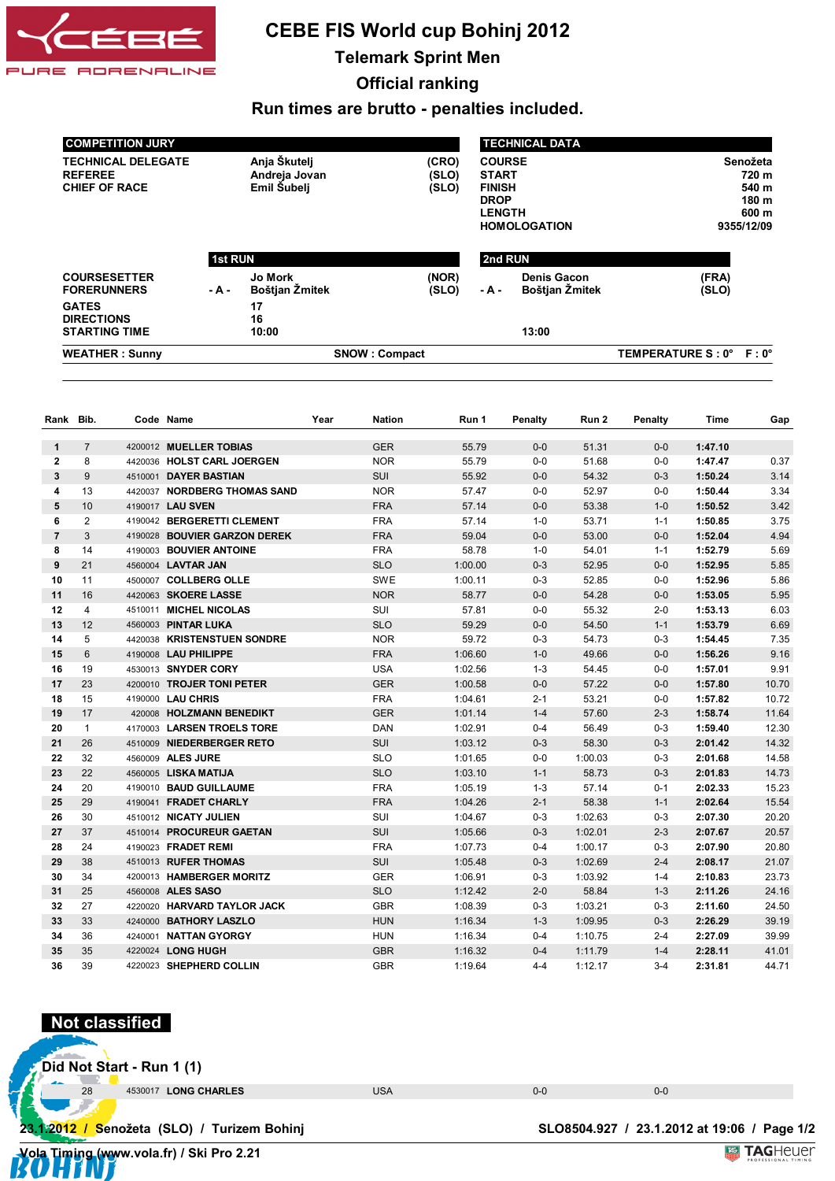# CEBE FIS World cup Bohinj 2012

## Telemark Sprint Men

## Official ranking

## Run times are brutto - penalties included.

| COMPETITION JURY | | |
|---|---|---|
| TECHNICAL DELEGATE | Anja Škutelj | (CRO) |
| REFEREE | Andreja Jovan | (SLO) |
| CHIEF OF RACE | Emil Šubelj | (SLO) |

| TECHNICAL DATA | |
|---|---|
| COURSE | Senožeta |
| START | 720 m |
| FINISH | 540 m |
| DROP | 180 m |
| LENGTH | 600 m |
| HOMOLOGATION | 9355/12/09 |

| | 1st RUN | | 2nd RUN | |
|---|---|---|---|---|
| COURSESETTER | Jo Mork | (NOR) | Denis Gacon | (FRA) |
| FORERUNNERS | - A - Boštjan Žmitek | (SLO) | - A - Boštjan Žmitek | (SLO) |
| GATES | 17 | | | |
| DIRECTIONS | 16 | | | |
| STARTING TIME | 10:00 | | 13:00 | |

WEATHER : Sunny — SNOW : Compact — TEMPERATURE S : 0° F : 0°

| Rank | Bib. | Code | Name | Year | Nation | Run 1 | Penalty | Run 2 | Penalty | Time | Gap |
|---|---|---|---|---|---|---|---|---|---|---|---|
| 1 | 7 | 4200012 | MUELLER TOBIAS | | GER | 55.79 | 0-0 | 51.31 | 0-0 | 1:47.10 | |
| 2 | 8 | 4420036 | HOLST CARL JOERGEN | | NOR | 55.79 | 0-0 | 51.68 | 0-0 | 1:47.47 | 0.37 |
| 3 | 9 | 4510001 | DAYER BASTIAN | | SUI | 55.92 | 0-0 | 54.32 | 0-3 | 1:50.24 | 3.14 |
| 4 | 13 | 4420037 | NORDBERG THOMAS SAND | | NOR | 57.47 | 0-0 | 52.97 | 0-0 | 1:50.44 | 3.34 |
| 5 | 10 | 4190017 | LAU SVEN | | FRA | 57.14 | 0-0 | 53.38 | 1-0 | 1:50.52 | 3.42 |
| 6 | 2 | 4190042 | BERGERETTI CLEMENT | | FRA | 57.14 | 1-0 | 53.71 | 1-1 | 1:50.85 | 3.75 |
| 7 | 3 | 4190028 | BOUVIER GARZON DEREK | | FRA | 59.04 | 0-0 | 53.00 | 0-0 | 1:52.04 | 4.94 |
| 8 | 14 | 4190003 | BOUVIER ANTOINE | | FRA | 58.78 | 1-0 | 54.01 | 1-1 | 1:52.79 | 5.69 |
| 9 | 21 | 4560004 | LAVTAR JAN | | SLO | 1:00.00 | 0-3 | 52.95 | 0-0 | 1:52.95 | 5.85 |
| 10 | 11 | 4500007 | COLLBERG OLLE | | SWE | 1:00.11 | 0-3 | 52.85 | 0-0 | 1:52.96 | 5.86 |
| 11 | 16 | 4420063 | SKOERE LASSE | | NOR | 58.77 | 0-0 | 54.28 | 0-0 | 1:53.05 | 5.95 |
| 12 | 4 | 4510011 | MICHEL NICOLAS | | SUI | 57.81 | 0-0 | 55.32 | 2-0 | 1:53.13 | 6.03 |
| 13 | 12 | 4560003 | PINTAR LUKA | | SLO | 59.29 | 0-0 | 54.50 | 1-1 | 1:53.79 | 6.69 |
| 14 | 5 | 4420038 | KRISTENSTUEN SONDRE | | NOR | 59.72 | 0-3 | 54.73 | 0-3 | 1:54.45 | 7.35 |
| 15 | 6 | 4190008 | LAU PHILIPPE | | FRA | 1:06.60 | 1-0 | 49.66 | 0-0 | 1:56.26 | 9.16 |
| 16 | 19 | 4530013 | SNYDER CORY | | USA | 1:02.56 | 1-3 | 54.45 | 0-0 | 1:57.01 | 9.91 |
| 17 | 23 | 4200010 | TROJER TONI PETER | | GER | 1:00.58 | 0-0 | 57.22 | 0-0 | 1:57.80 | 10.70 |
| 18 | 15 | 4190000 | LAU CHRIS | | FRA | 1:04.61 | 2-1 | 53.21 | 0-0 | 1:57.82 | 10.72 |
| 19 | 17 | 420008 | HOLZMANN BENEDIKT | | GER | 1:01.14 | 1-4 | 57.60 | 2-3 | 1:58.74 | 11.64 |
| 20 | 1 | 4170003 | LARSEN TROELS TORE | | DAN | 1:02.91 | 0-4 | 56.49 | 0-3 | 1:59.40 | 12.30 |
| 21 | 26 | 4510009 | NIEDERBERGER RETO | | SUI | 1:03.12 | 0-3 | 58.30 | 0-3 | 2:01.42 | 14.32 |
| 22 | 32 | 4560009 | ALES JURE | | SLO | 1:01.65 | 0-0 | 1:00.03 | 0-3 | 2:01.68 | 14.58 |
| 23 | 22 | 4560005 | LISKA MATIJA | | SLO | 1:03.10 | 1-1 | 58.73 | 0-3 | 2:01.83 | 14.73 |
| 24 | 20 | 4190010 | BAUD GUILLAUME | | FRA | 1:05.19 | 1-3 | 57.14 | 0-1 | 2:02.33 | 15.23 |
| 25 | 29 | 4190041 | FRADET CHARLY | | FRA | 1:04.26 | 2-1 | 58.38 | 1-1 | 2:02.64 | 15.54 |
| 26 | 30 | 4510012 | NICATY JULIEN | | SUI | 1:04.67 | 0-3 | 1:02.63 | 0-3 | 2:07.30 | 20.20 |
| 27 | 37 | 4510014 | PROCUREUR GAETAN | | SUI | 1:05.66 | 0-3 | 1:02.01 | 2-3 | 2:07.67 | 20.57 |
| 28 | 24 | 4190023 | FRADET REMI | | FRA | 1:07.73 | 0-4 | 1:00.17 | 0-3 | 2:07.90 | 20.80 |
| 29 | 38 | 4510013 | RUFER THOMAS | | SUI | 1:05.48 | 0-3 | 1:02.69 | 2-4 | 2:08.17 | 21.07 |
| 30 | 34 | 4200013 | HAMBERGER MORITZ | | GER | 1:06.91 | 0-3 | 1:03.92 | 1-4 | 2:10.83 | 23.73 |
| 31 | 25 | 4560008 | ALES SASO | | SLO | 1:12.42 | 2-0 | 58.84 | 1-3 | 2:11.26 | 24.16 |
| 32 | 27 | 4220020 | HARVARD TAYLOR JACK | | GBR | 1:08.39 | 0-3 | 1:03.21 | 0-3 | 2:11.60 | 24.50 |
| 33 | 33 | 4240000 | BATHORY LASZLO | | HUN | 1:16.34 | 1-3 | 1:09.95 | 0-3 | 2:26.29 | 39.19 |
| 34 | 36 | 4240001 | NATTAN GYORGY | | HUN | 1:16.34 | 0-4 | 1:10.75 | 2-4 | 2:27.09 | 39.99 |
| 35 | 35 | 4220024 | LONG HUGH | | GBR | 1:16.32 | 0-4 | 1:11.79 | 1-4 | 2:28.11 | 41.01 |
| 36 | 39 | 4220023 | SHEPHERD COLLIN | | GBR | 1:19.64 | 4-4 | 1:12.17 | 3-4 | 2:31.81 | 44.71 |

## Not classified

### Did Not Start - Run 1 (1)

| Rank | Bib. | Code | Name | Year | Nation | Run 1 | Penalty | Run 2 | Penalty | Time | Gap |
|---|---|---|---|---|---|---|---|---|---|---|---|
| | 28 | 4530017 | LONG CHARLES | | USA | | 0-0 | | 0-0 | | |

23.1.2012 / Senožeta (SLO) / Turizem Bohinj — SLO8504.927 / 23.1.2012 at 19:06

Vola Timing (www.vola.fr) / Ski Pro 2.21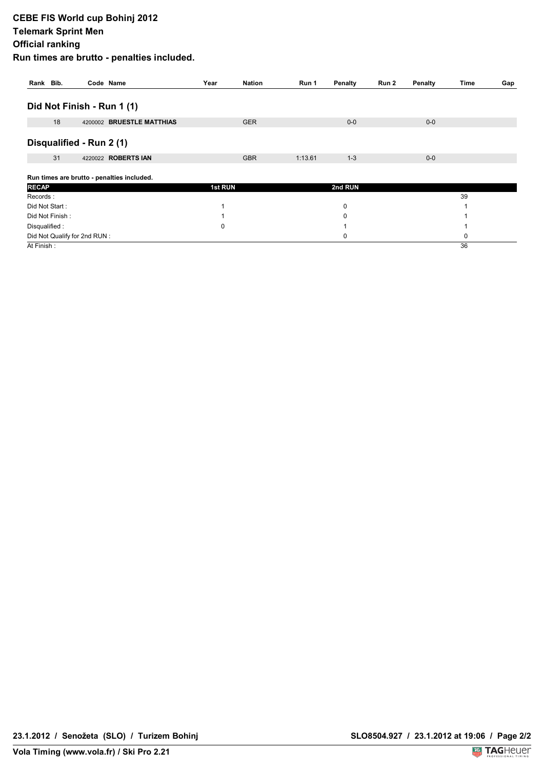# CEBE FIS World cup Bohinj 2012

## Telemark Sprint Men

## Official ranking

## Run times are brutto - penalties included.

| Rank | Bib. | Code | Name | Year | Nation | Run 1 | Penalty | Run 2 | Penalty | Time | Gap |
|---|---|---|---|---|---|---|---|---|---|---|---|
| **Did Not Finish - Run 1 (1)** | | | | | | | | | | | |
| | 18 | 4200002 | **BRUESTLE MATTHIAS** | | GER | | 0-0 | | 0-0 | | |
| **Disqualified - Run 2 (1)** | | | | | | | | | | | |
| | 31 | 4220022 | **ROBERTS IAN** | | GBR | 1:13.61 | 1-3 | | 0-0 | | |

Run times are brutto - penalties included.

| RECAP | 1st RUN | 2nd RUN | |
|---|---|---|---|
| Records : | | | 39 |
| Did Not Start : | 1 | 0 | 1 |
| Did Not Finish : | 1 | 0 | 1 |
| Disqualified : | 0 | 1 | 1 |
| Did Not Qualify for 2nd RUN : | | 0 | 0 |
| At Finish : | | | 36 |

23.1.2012 / Senožeta (SLO) / Turizem Bohinj

SLO8504.927 / 23.1.2012 at 19:06

Vola Timing (www.vola.fr) / Ski Pro 2.21